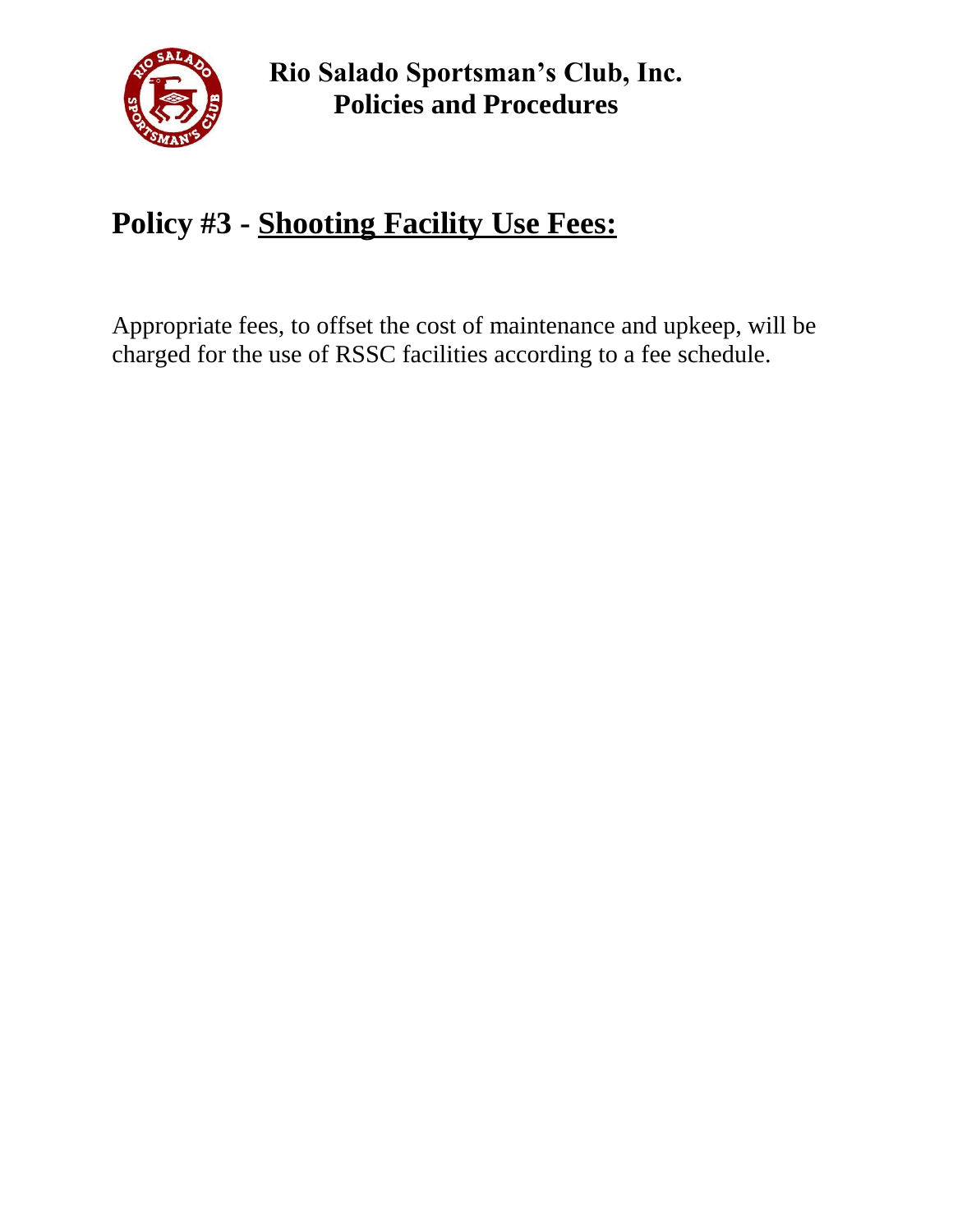# Rio Salado Sportsman's Club, Inc.
## Policies and Procedures

## Policy #3 - Shooting Facility Use Fees:

Appropriate fees, to offset the cost of maintenance and upkeep, will be charged for the use of RSSC facilities according to a fee schedule.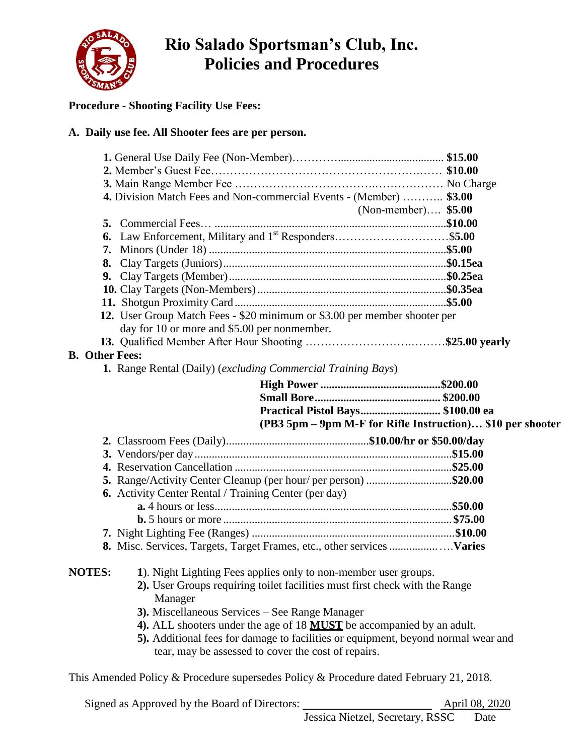# Rio Salado Sportsman's Club, Inc.
# Policies and Procedures

**Procedure - Shooting Facility Use Fees:**

**A. Daily use fee. All Shooter fees are per person.**

**1.** General Use Daily Fee (Non-Member)…………................................... **$15.00**
**2.** Member's Guest Fee……………………………………………….…… **$10.00**
**3.** Main Range Member Fee ……………………………….……………… No Charge
**4.** Division Match Fees and Non-commercial Events - (Member) ……….. **$3.00**
(Non-member)…. **$5.00**
**5.** Commercial Fees… ................................................................................**$10.00**
**6.** Law Enforcement, Military and 1st Responders…………………………**$5.00**
**7.** Minors (Under 18) ..................................................................................**$5.00**
**8.** Clay Targets (Juniors)..............................................................................**$0.15ea**
**9.** Clay Targets (Member)............................................................................**$0.25ea**
**10.** Clay Targets (Non-Members).................................................................**$0.35ea**
**11.** Shotgun Proximity Card.........................................................................**$5.00**
**12.** User Group Match Fees - $20 minimum or $3.00 per member shooter per day for 10 or more and $5.00 per nonmember.
**13.** Qualified Member After Hour Shooting ……………………….………**$25.00 yearly**

**B. Other Fees:**

**1.** Range Rental (Daily) (*excluding Commercial Training Bays*)

**High Power ..........................................$200.00**
**Small Bore........................................... $200.00**
**Practical Pistol Bays........................... $100.00 ea**
**(PB3 5pm – 9pm M-F for Rifle Instruction)… $10 per shooter**

**2.** Classroom Fees (Daily).................................................**$10.00/hr or $50.00/day**
**3.** Vendors/per day..........................................................................................**$15.00**
**4.** Reservation Cancellation ...........................................................................**$25.00**
**5.** Range/Activity Center Cleanup (per hour/ per person) .............................**$20.00**
**6.** Activity Center Rental / Training Center (per day)
  **a.** 4 hours or less...................................................................................**$50.00**
  **b.** 5 hours or more ................................................................................**$75.00**
**7.** Night Lighting Fee (Ranges) ......................................................................**$10.00**
**8.** Misc. Services, Targets, Target Frames, etc., other services ................. ….**Varies**

**NOTES:**
**1**). Night Lighting Fees applies only to non-member user groups.
**2).** User Groups requiring toilet facilities must first check with the Range Manager
**3).** Miscellaneous Services – See Range Manager
**4).** ALL shooters under the age of 18 **MUST** be accompanied by an adult.
**5).** Additional fees for damage to facilities or equipment, beyond normal wear and tear, may be assessed to cover the cost of repairs.

This Amended Policy & Procedure supersedes Policy & Procedure dated February 21, 2018.

Signed as Approved by the Board of Directors: ______________________ April 08, 2020

Jessica Nietzel, Secretary, RSSC        Date